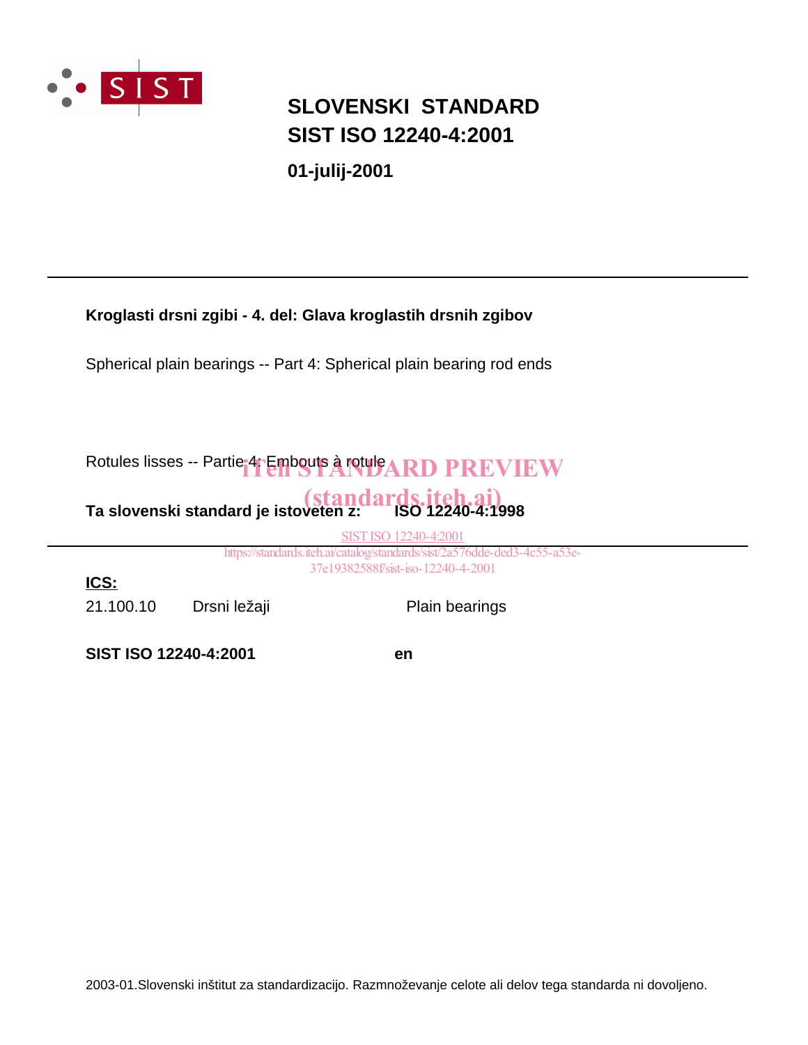SIST

# SLOVENSKI STANDARD
# SIST ISO 12240-4:2001

**01-julij-2001**

---

**Kroglasti drsni zgibi - 4. del: Glava kroglastih drsnih zgibov**

Spherical plain bearings -- Part 4: Spherical plain bearing rod ends

Rotules lisses -- Partie 4: Embouts à rotule

iTeh STANDARD PREVIEW
(standards.iteh.ai)

**Ta slovenski standard je istoveten z:** **ISO 12240-4:1998**

SIST ISO 12240-4:2001
https://standards.iteh.ai/catalog/standards/sist/2a576dde-ded3-4c55-a53e-37e19382588f/sist-iso-12240-4-2001

---

**ICS:**

21.100.10 Drsni ležaji Plain bearings

**SIST ISO 12240-4:2001** **en**

2003-01.Slovenski inštitut za standardizacijo. Razmnoževanje celote ali delov tega standarda ni dovoljeno.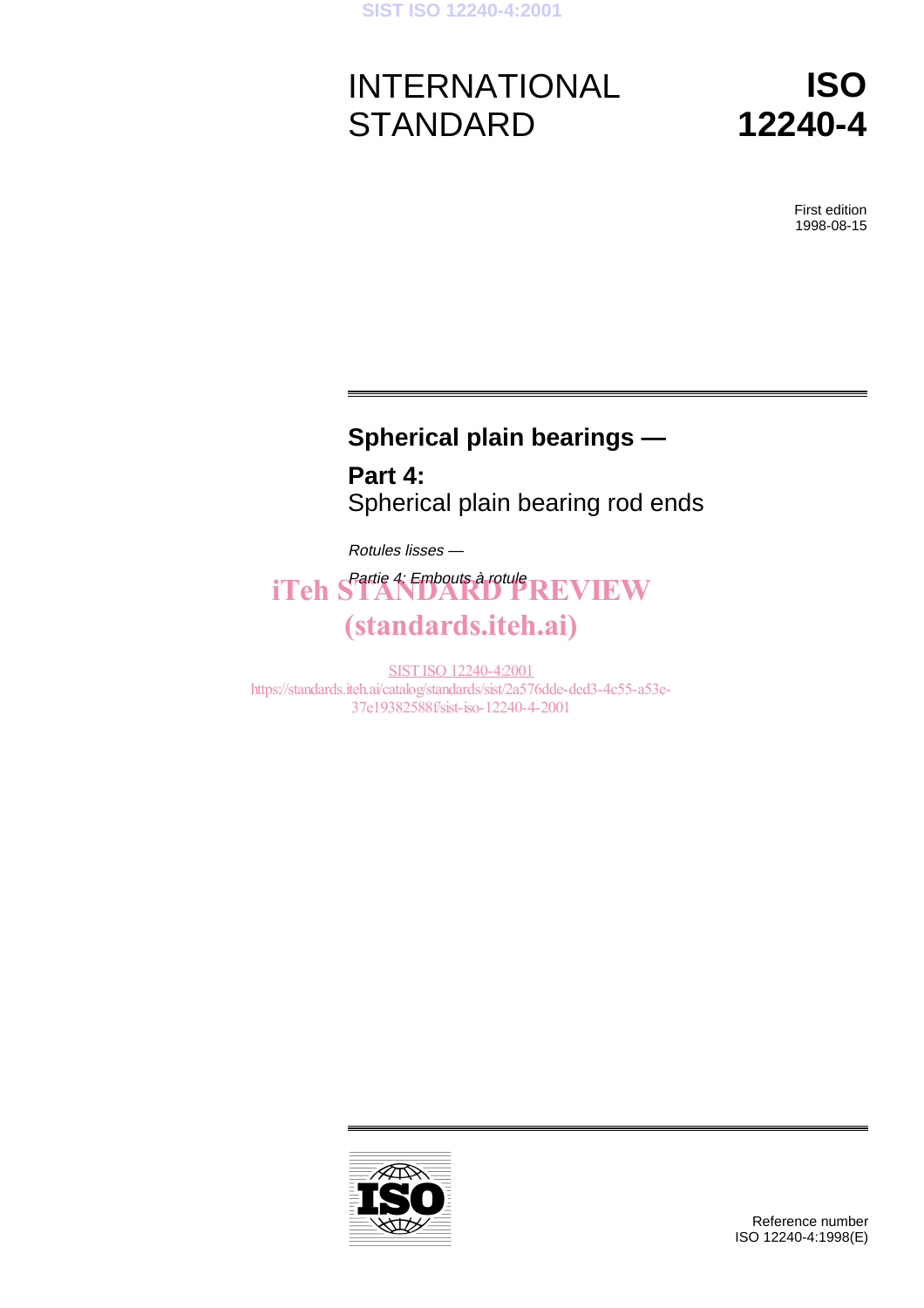# INTERNATIONAL STANDARD

# ISO 12240-4

First edition
1998-08-15

## Spherical plain bearings —

## Part 4:
Spherical plain bearing rod ends

*Rotules lisses —*

*Partie 4: Embouts à rotule*

Reference number
ISO 12240-4:1998(E)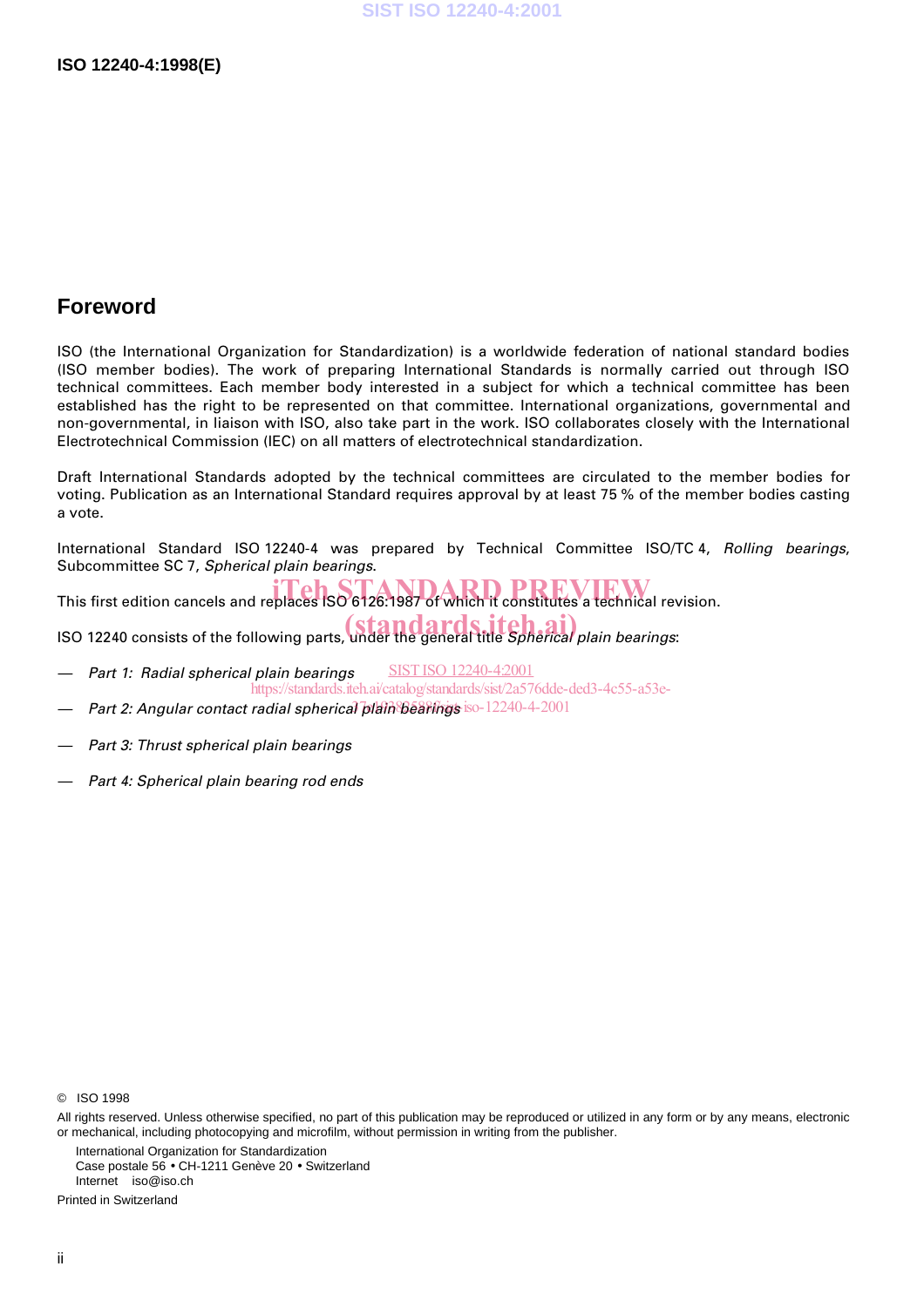## Foreword

ISO (the International Organization for Standardization) is a worldwide federation of national standard bodies (ISO member bodies). The work of preparing International Standards is normally carried out through ISO technical committees. Each member body interested in a subject for which a technical committee has been established has the right to be represented on that committee. International organizations, governmental and non-governmental, in liaison with ISO, also take part in the work. ISO collaborates closely with the International Electrotechnical Commission (IEC) on all matters of electrotechnical standardization.

Draft International Standards adopted by the technical committees are circulated to the member bodies for voting. Publication as an International Standard requires approval by at least 75 % of the member bodies casting a vote.

International Standard ISO 12240-4 was prepared by Technical Committee ISO/TC 4, *Rolling bearings*, Subcommittee SC 7, *Spherical plain bearings*.

This first edition cancels and replaces ISO 6126:1987 of which it constitutes a technical revision.

ISO 12240 consists of the following parts, under the general title *Spherical plain bearings*:

— *Part 1: Radial spherical plain bearings*

— *Part 2: Angular contact radial spherical plain bearings*

— *Part 3: Thrust spherical plain bearings*

— *Part 4: Spherical plain bearing rod ends*

© ISO 1998

All rights reserved. Unless otherwise specified, no part of this publication may be reproduced or utilized in any form or by any means, electronic or mechanical, including photocopying and microfilm, without permission in writing from the publisher.

International Organization for Standardization
Case postale 56 • CH-1211 Genève 20 • Switzerland
Internet iso@iso.ch

Printed in Switzerland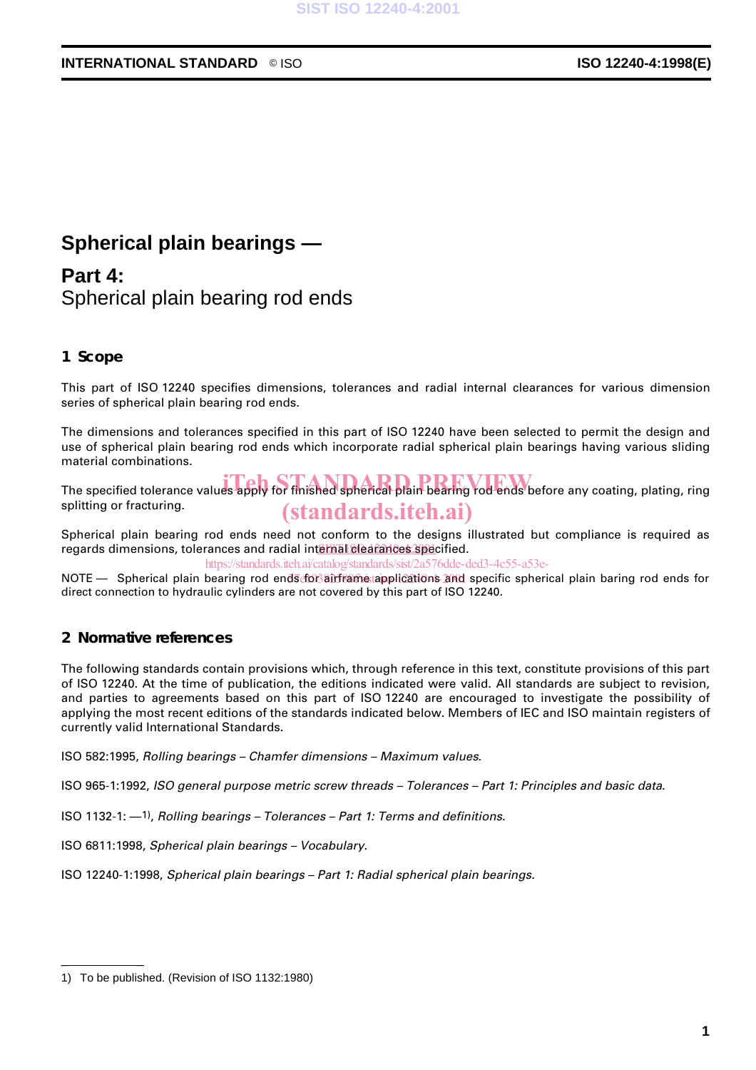# Spherical plain bearings —

## Part 4:
Spherical plain bearing rod ends

## 1 Scope

This part of ISO 12240 specifies dimensions, tolerances and radial internal clearances for various dimension series of spherical plain bearing rod ends.

The dimensions and tolerances specified in this part of ISO 12240 have been selected to permit the design and use of spherical plain bearing rod ends which incorporate radial spherical plain bearings having various sliding material combinations.

The specified tolerance values apply for finished spherical plain bearing rod ends before any coating, plating, ring splitting or fracturing.

Spherical plain bearing rod ends need not conform to the designs illustrated but compliance is required as regards dimensions, tolerances and radial internal clearances specified.

NOTE — Spherical plain bearing rod ends for airframe applications and specific spherical plain baring rod ends for direct connection to hydraulic cylinders are not covered by this part of ISO 12240.

## 2 Normative references

The following standards contain provisions which, through reference in this text, constitute provisions of this part of ISO 12240. At the time of publication, the editions indicated were valid. All standards are subject to revision, and parties to agreements based on this part of ISO 12240 are encouraged to investigate the possibility of applying the most recent editions of the standards indicated below. Members of IEC and ISO maintain registers of currently valid International Standards.

ISO 582:1995, *Rolling bearings – Chamfer dimensions – Maximum values*.

ISO 965-1:1992, *ISO general purpose metric screw threads – Tolerances – Part 1: Principles and basic data*.

ISO 1132-1: —[1], *Rolling bearings – Tolerances – Part 1: Terms and definitions*.

ISO 6811:1998, *Spherical plain bearings – Vocabulary*.

ISO 12240-1:1998, *Spherical plain bearings – Part 1: Radial spherical plain bearings*.

---

1) To be published. (Revision of ISO 1132:1980)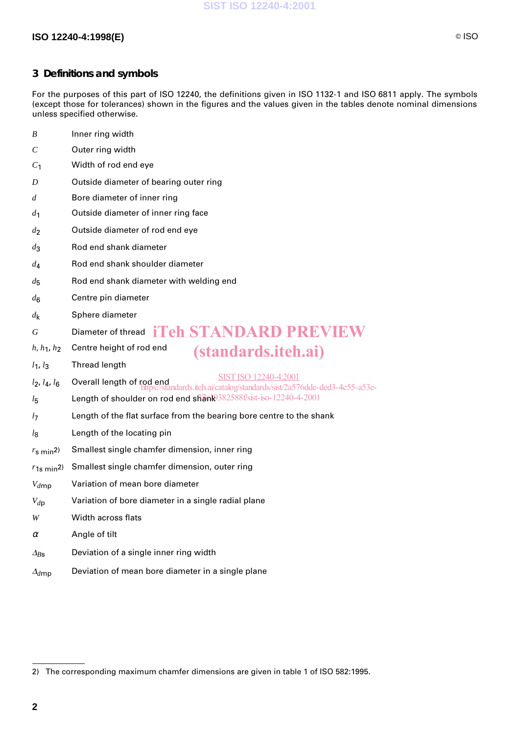## 3 Definitions and symbols

For the purposes of this part of ISO 12240, the definitions given in ISO 1132-1 and ISO 6811 apply. The symbols (except those for tolerances) shown in the figures and the values given in the tables denote nominal dimensions unless specified otherwise.

| | |
|---|---|
| $B$ | Inner ring width |
| $C$ | Outer ring width |
| $C_1$ | Width of rod end eye |
| $D$ | Outside diameter of bearing outer ring |
| $d$ | Bore diameter of inner ring |
| $d_1$ | Outside diameter of inner ring face |
| $d_2$ | Outside diameter of rod end eye |
| $d_3$ | Rod end shank diameter |
| $d_4$ | Rod end shank shoulder diameter |
| $d_5$ | Rod end shank diameter with welding end |
| $d_6$ | Centre pin diameter |
| $d_k$ | Sphere diameter |
| $G$ | Diameter of thread |
| $h$, $h_1$, $h_2$ | Centre height of rod end |
| $l_1$, $l_3$ | Thread length |
| $l_2$, $l_4$, $l_6$ | Overall length of rod end |
| $l_5$ | Length of shoulder on rod end shank |
| $l_7$ | Length of the flat surface from the bearing bore centre to the shank |
| $l_8$ | Length of the locating pin |
| $r_{s\,min}$[2] | Smallest single chamfer dimension, inner ring |
| $r_{1s\,min}$[2] | Smallest single chamfer dimension, outer ring |
| $V_{dmp}$ | Variation of mean bore diameter |
| $V_{dp}$ | Variation of bore diameter in a single radial plane |
| $W$ | Width across flats |
| $\alpha$ | Angle of tilt |
| $\Delta_{Bs}$ | Deviation of a single inner ring width |
| $\Delta_{dmp}$ | Deviation of mean bore diameter in a single plane |

2) The corresponding maximum chamfer dimensions are given in table 1 of ISO 582:1995.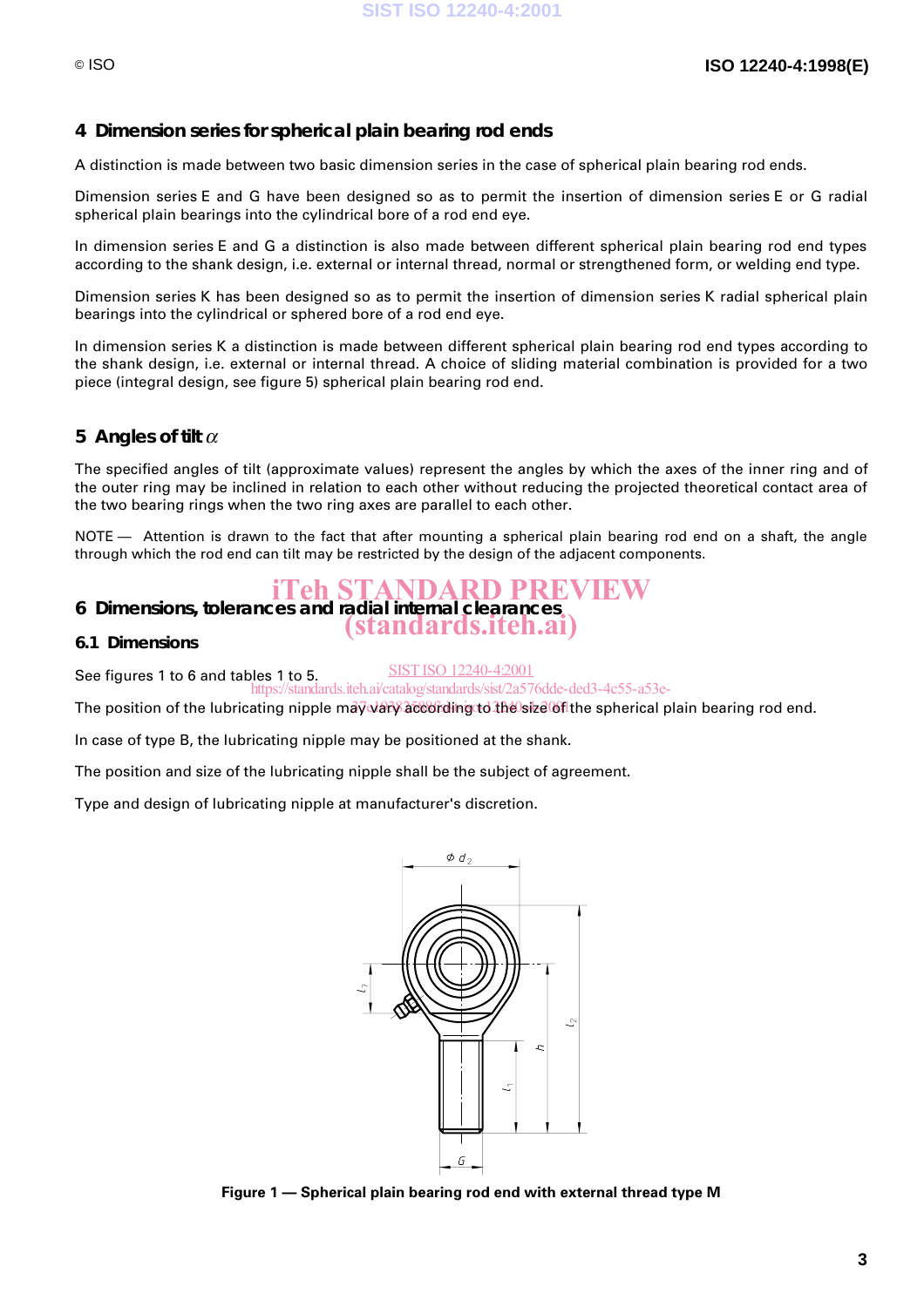## 4 Dimension series for spherical plain bearing rod ends

A distinction is made between two basic dimension series in the case of spherical plain bearing rod ends.

Dimension series E and G have been designed so as to permit the insertion of dimension series E or G radial spherical plain bearings into the cylindrical bore of a rod end eye.

In dimension series E and G a distinction is also made between different spherical plain bearing rod end types according to the shank design, i.e. external or internal thread, normal or strengthened form, or welding end type.

Dimension series K has been designed so as to permit the insertion of dimension series K radial spherical plain bearings into the cylindrical or sphered bore of a rod end eye.

In dimension series K a distinction is made between different spherical plain bearing rod end types according to the shank design, i.e. external or internal thread. A choice of sliding material combination is provided for a two piece (integral design, see figure 5) spherical plain bearing rod end.

## 5 Angles of tilt $\alpha$

The specified angles of tilt (approximate values) represent the angles by which the axes of the inner ring and of the outer ring may be inclined in relation to each other without reducing the projected theoretical contact area of the two bearing rings when the two ring axes are parallel to each other.

NOTE — Attention is drawn to the fact that after mounting a spherical plain bearing rod end on a shaft, the angle through which the rod end can tilt may be restricted by the design of the adjacent components.

## 6 Dimensions, tolerances and radial internal clearances

### 6.1 Dimensions

See figures 1 to 6 and tables 1 to 5.

The position of the lubricating nipple may vary according to the size of the spherical plain bearing rod end.

In case of type B, the lubricating nipple may be positioned at the shank.

The position and size of the lubricating nipple shall be the subject of agreement.

Type and design of lubricating nipple at manufacturer's discretion.

**Figure 1 — Spherical plain bearing rod end with external thread type M**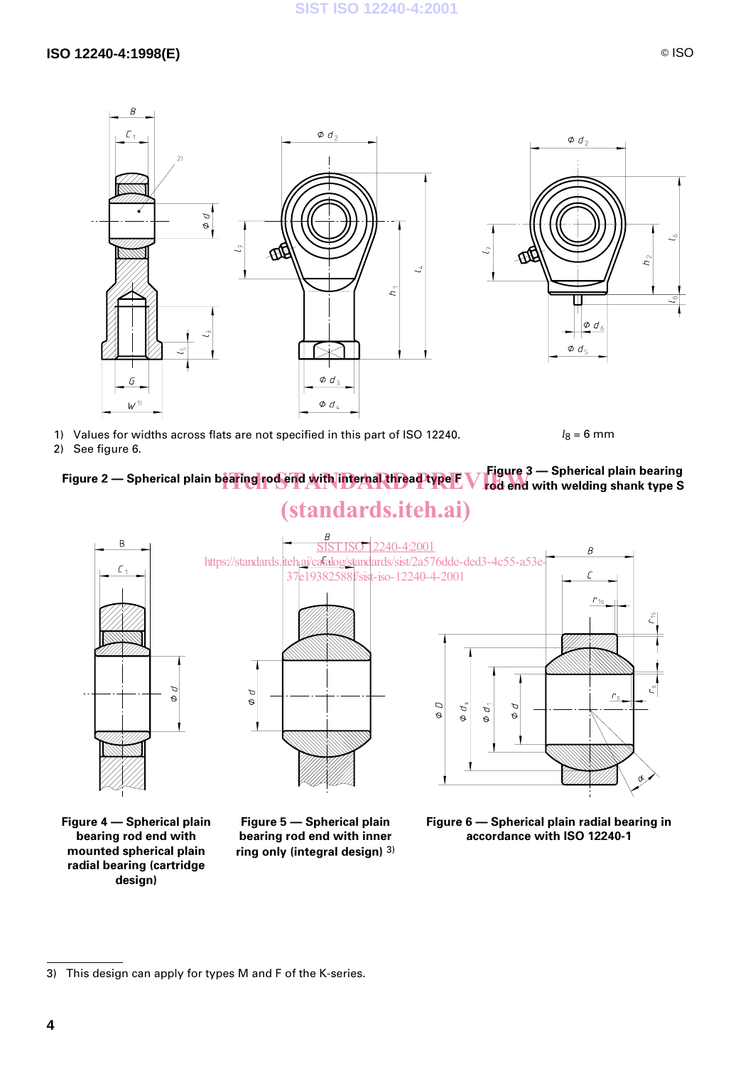1) Values for widths across flats are not specified in this part of ISO 12240.

2) See figure 6.

**Figure 2 — Spherical plain bearing rod end with internal thread type F**

$l_8$ = 6 mm

**Figure 3 — Spherical plain bearing rod end with welding shank type S**

**Figure 4 — Spherical plain bearing rod end with mounted spherical plain radial bearing (cartridge design)**

**Figure 5 — Spherical plain bearing rod end with inner ring only (integral design)** 3)

**Figure 6 — Spherical plain radial bearing in accordance with ISO 12240-1**

3) This design can apply for types M and F of the K-series.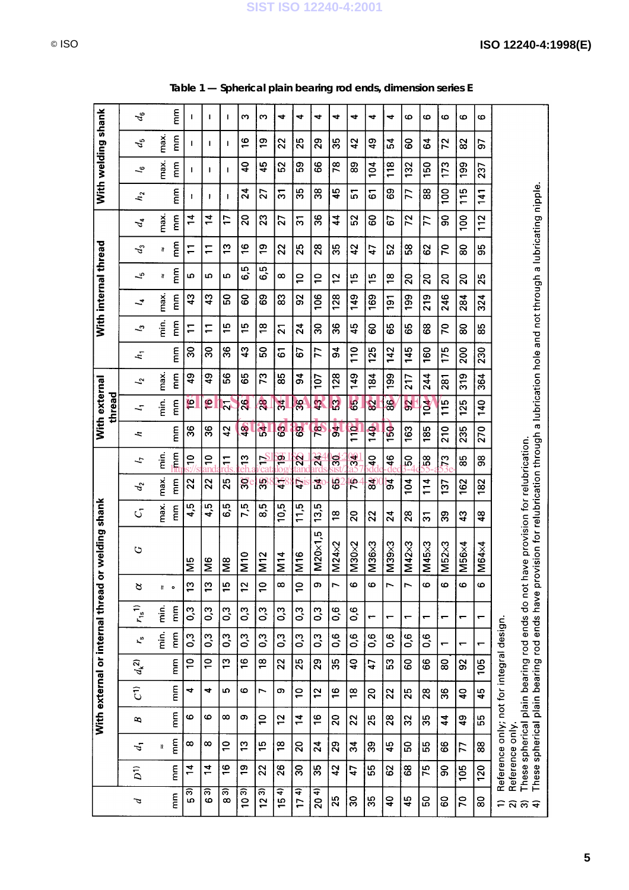**Table 1 — Spherical plain bearing rod ends, dimension series E**

| With external or internal thread or welding shank | | | | | | | | | | | | | With external thread | | | With internal thread | | | | | | | With welding shank | | | | |
|---|---|---|---|---|---|---|---|---|---|---|---|---|---|---|---|---|---|---|---|---|---|---|---|---|---|---|---|
| $d$ | $D$ 1) | $d_1$ | $B$ | $C$ 1) | $d_k$ 2) | $r_s$ | $r_{1s}$ 1) | $\alpha$ | $G$ | $C_1$ | $d_2$ | $l_7$ | $h$ | $l_1$ | $l_2$ | $h_1$ | $l_3$ | $l_4$ | $l_5$ | $d_3$ | $d_4$ | $h_2$ | $l_6$ | $d_5$ | $d_6$ |
| | | ≈ | | | | min. | min. | ≈ | | max. | max. | min. | | min. | max. | | min. | max. | ≈ | ≈ | max. | | max. | max. | |
| mm | mm | mm | mm | mm | mm | mm | mm | ° | | mm | mm | mm | mm | mm | mm | mm | mm | mm | mm | mm | mm | mm | mm | mm | mm |
| 5 3) | 14 | 8 | 6 | 4 | 10 | 0,3 | 0,3 | 13 | M5 | 4,5 | 22 | 10 | 36 | 16 | 49 | 30 | 11 | 43 | 5 | 11 | 14 | – | – | – | – |
| 6 3) | 14 | 8 | 6 | 4 | 10 | 0,3 | 0,3 | 13 | M6 | 4,5 | 22 | 10 | 36 | 16 | 49 | 30 | 11 | 43 | 5 | 11 | 14 | – | – | – | – |
| 8 3) | 16 | 10 | 8 | 5 | 13 | 0,3 | 0,3 | 15 | M8 | 6,5 | 25 | 11 | 42 | 21 | 56 | 36 | 15 | 50 | 5 | 13 | 17 | – | – | – | – |
| 10 3) | 19 | 13 | 9 | 6 | 16 | 0,3 | 0,3 | 12 | M10 | 7,5 | 30 | 13 | 48 | 26 | 65 | 43 | 15 | 60 | 6,5 | 16 | 20 | 24 | 40 | 16 | 3 |
| 12 3) | 22 | 15 | 10 | 7 | 18 | 0,3 | 0,3 | 10 | M12 | 8,5 | 35 | 17 | 54 | 28 | 73 | 50 | 18 | 69 | 6,5 | 19 | 23 | 27 | 45 | 19 | 3 |
| 15 4) | 26 | 18 | 12 | 9 | 22 | 0,3 | 0,3 | 8 | M14 | 10,5 | 41 | 19 | 63 | 34 | 85 | 61 | 21 | 83 | 8 | 22 | 27 | 31 | 52 | 22 | 4 |
| 17 4) | 30 | 20 | 14 | 10 | 25 | 0,3 | 0,3 | 10 | M16 | 11,5 | 47 | 22 | 69 | 36 | 94 | 67 | 24 | 92 | 10 | 25 | 31 | 35 | 59 | 25 | 4 |
| 20 4) | 35 | 24 | 16 | 12 | 29 | 0,3 | 0,3 | 9 | M20×1,5 | 13,5 | 54 | 24 | 78 | 43 | 107 | 77 | 30 | 106 | 10 | 28 | 36 | 38 | 66 | 29 | 4 |
| 25 | 42 | 29 | 20 | 16 | 35 | 0,6 | 0,6 | 7 | M24×2 | 18 | 65 | 30 | 94 | 53 | 128 | 94 | 36 | 128 | 12 | 35 | 44 | 45 | 78 | 35 | 4 |
| 30 | 47 | 34 | 22 | 18 | 40 | 0,6 | 0,6 | 6 | M30×2 | 20 | 75 | 34 | 110 | 65 | 149 | 110 | 45 | 149 | 15 | 42 | 52 | 51 | 89 | 42 | 4 |
| 35 | 55 | 39 | 25 | 20 | 47 | 0,6 | 1 | 6 | M36×3 | 22 | 84 | 40 | 140 | 82 | 184 | 125 | 60 | 169 | 15 | 47 | 60 | 61 | 104 | 49 | 4 |
| 40 | 62 | 45 | 28 | 22 | 53 | 0,6 | 1 | 7 | M39×3 | 24 | 94 | 46 | 150 | 86 | 199 | 142 | 65 | 191 | 18 | 52 | 67 | 69 | 118 | 54 | 4 |
| 45 | 68 | 50 | 32 | 25 | 60 | 0,6 | 1 | 7 | M42×3 | 28 | 104 | 50 | 163 | 92 | 217 | 145 | 65 | 199 | 20 | 58 | 72 | 77 | 132 | 60 | 6 |
| 50 | 75 | 55 | 35 | 28 | 66 | 0,6 | 1 | 6 | M45×3 | 31 | 114 | 58 | 185 | 104 | 244 | 160 | 68 | 219 | 20 | 62 | 77 | 88 | 150 | 64 | 6 |
| 60 | 90 | 66 | 44 | 36 | 80 | 1 | 1 | 6 | M52×3 | 39 | 137 | 73 | 210 | 115 | 281 | 175 | 70 | 246 | 20 | 70 | 90 | 100 | 173 | 72 | 6 |
| 70 | 105 | 77 | 49 | 40 | 92 | 1 | 1 | 6 | M56×4 | 43 | 162 | 85 | 235 | 125 | 319 | 200 | 80 | 284 | 20 | 80 | 100 | 115 | 199 | 82 | 6 |
| 80 | 120 | 88 | 55 | 45 | 105 | 1 | 1 | 6 | M64×4 | 48 | 182 | 98 | 270 | 140 | 364 | 230 | 85 | 324 | 25 | 95 | 112 | 141 | 237 | 97 | 6 |

1) Reference only; not for integral design.
2) Reference only.
3) These spherical plain bearing rod ends do not have provision for relubrication.
4) These spherical plain bearing rod ends have provision for relubrication through a lubrication hole and not through a lubricating nipple.